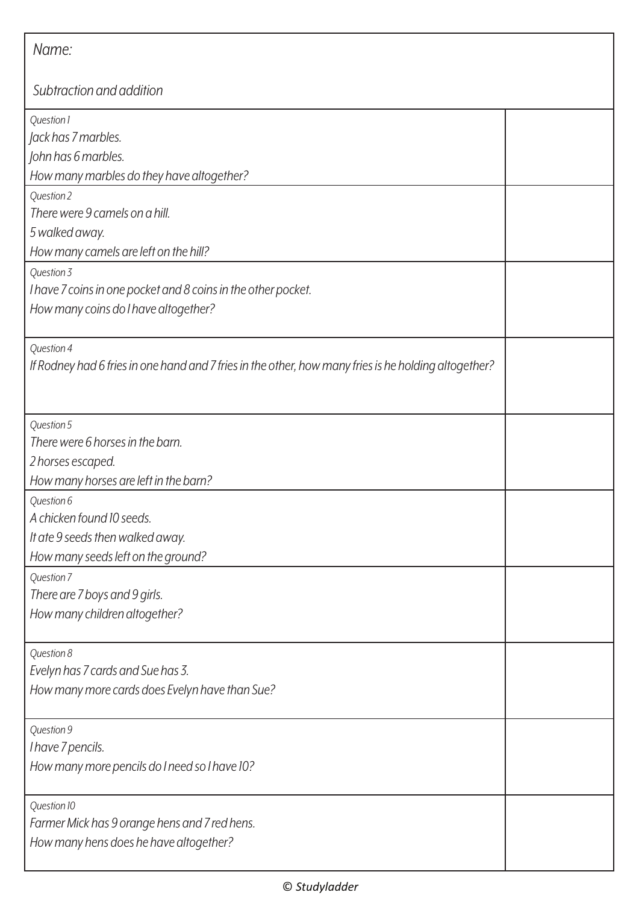Name:

Subtraction and addition

| | |
|---|---|
| *Question 1*<br>*Jack has 7 marbles.*<br>*John has 6 marbles.*<br>*How many marbles do they have altogether?* | |
| *Question 2*<br>*There were 9 camels on a hill.*<br>*5 walked away.*<br>*How many camels are left on the hill?* | |
| *Question 3*<br>*I have 7 coins in one pocket and 8 coins in the other pocket.*<br>*How many coins do I have altogether?* | |
| *Question 4*<br>*If Rodney had 6 fries in one hand and 7 fries in the other, how many fries is he holding altogether?* | |
| *Question 5*<br>*There were 6 horses in the barn.*<br>*2 horses escaped.*<br>*How many horses are left in the barn?* | |
| *Question 6*<br>*A chicken found 10 seeds.*<br>*It ate 9 seeds then walked away.*<br>*How many seeds left on the ground?* | |
| *Question 7*<br>*There are 7 boys and 9 girls.*<br>*How many children altogether?* | |
| *Question 8*<br>*Evelyn has 7 cards and Sue has 3.*<br>*How many more cards does Evelyn have than Sue?* | |
| *Question 9*<br>*I have 7 pencils.*<br>*How many more pencils do I need so I have 10?* | |
| *Question 10*<br>*Farmer Mick has 9 orange hens and 7 red hens.*<br>*How many hens does he have altogether?* | |

© *Studyladder*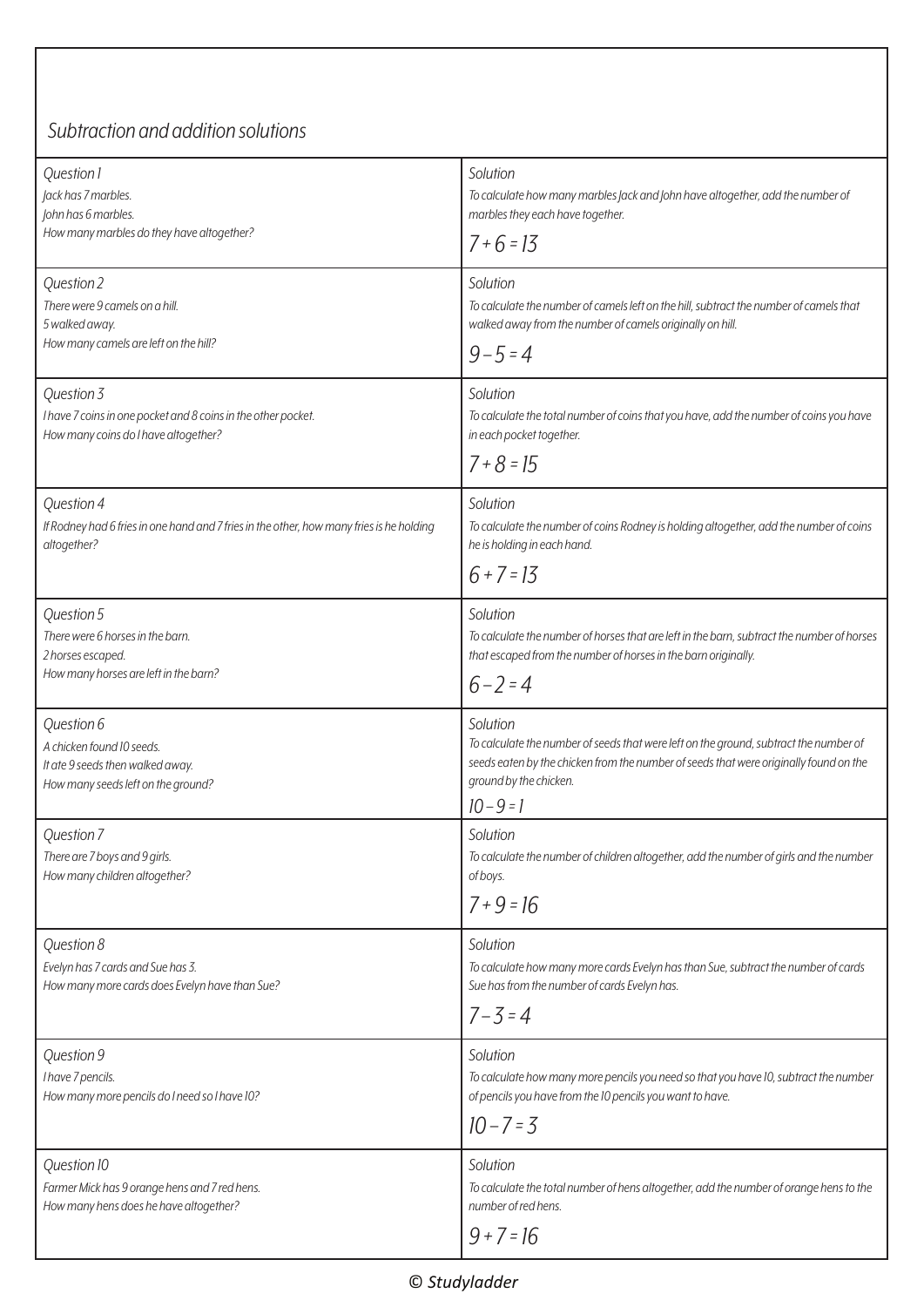## *Subtraction and addition solutions*

| | |
|---|---|
| *Question 1*<br>*Jack has 7 marbles.*<br>*John has 6 marbles.*<br>*How many marbles do they have altogether?* | *Solution*<br>*To calculate how many marbles Jack and John have altogether, add the number of marbles they each have together.*<br>$7 + 6 = 13$ |
| *Question 2*<br>*There were 9 camels on a hill.*<br>*5 walked away.*<br>*How many camels are left on the hill?* | *Solution*<br>*To calculate the number of camels left on the hill, subtract the number of camels that walked away from the number of camels originally on hill.*<br>$9 – 5 = 4$ |
| *Question 3*<br>*I have 7 coins in one pocket and 8 coins in the other pocket.*<br>*How many coins do I have altogether?* | *Solution*<br>*To calculate the total number of coins that you have, add the number of coins you have in each pocket together.*<br>$7 + 8 = 15$ |
| *Question 4*<br>*If Rodney had 6 fries in one hand and 7 fries in the other, how many fries is he holding altogether?* | *Solution*<br>*To calculate the number of coins Rodney is holding altogether, add the number of coins he is holding in each hand.*<br>$6 + 7 = 13$ |
| *Question 5*<br>*There were 6 horses in the barn.*<br>*2 horses escaped.*<br>*How many horses are left in the barn?* | *Solution*<br>*To calculate the number of horses that are left in the barn, subtract the number of horses that escaped from the number of horses in the barn originally.*<br>$6 – 2 = 4$ |
| *Question 6*<br>*A chicken found 10 seeds.*<br>*It ate 9 seeds then walked away.*<br>*How many seeds left on the ground?* | *Solution*<br>*To calculate the number of seeds that were left on the ground, subtract the number of seeds eaten by the chicken from the number of seeds that were originally found on the ground by the chicken.*<br>$10 – 9 = 1$ |
| *Question 7*<br>*There are 7 boys and 9 girls.*<br>*How many children altogether?* | *Solution*<br>*To calculate the number of children altogether, add the number of girls and the number of boys.*<br>$7 + 9 = 16$ |
| *Question 8*<br>*Evelyn has 7 cards and Sue has 3.*<br>*How many more cards does Evelyn have than Sue?* | *Solution*<br>*To calculate how many more cards Evelyn has than Sue, subtract the number of cards Sue has from the number of cards Evelyn has.*<br>$7 – 3 = 4$ |
| *Question 9*<br>*I have 7 pencils.*<br>*How many more pencils do I need so I have 10?* | *Solution*<br>*To calculate how many more pencils you need so that you have 10, subtract the number of pencils you have from the 10 pencils you want to have.*<br>$10 – 7 = 3$ |
| *Question 10*<br>*Farmer Mick has 9 orange hens and 7 red hens.*<br>*How many hens does he have altogether?* | *Solution*<br>*To calculate the total number of hens altogether, add the number of orange hens to the number of red hens.*<br>$9 + 7 = 16$ |

© *Studyladder*